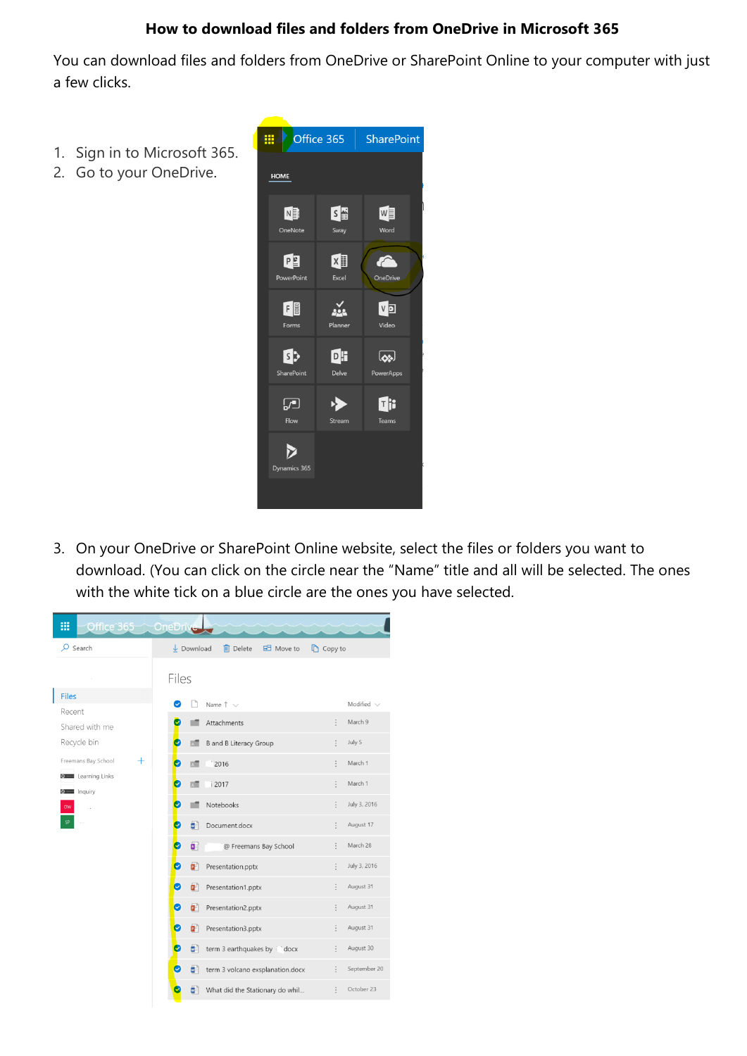# How to download files and folders from OneDrive in Microsoft 365

You can download files and folders from OneDrive or SharePoint Online to your computer with just a few clicks.

1. Sign in to Microsoft 365.
2. Go to your OneDrive.
3. On your OneDrive or SharePoint Online website, select the files or folders you want to download. (You can click on the circle near the "Name" title and all will be selected. The ones with the white tick on a blue circle are the ones you have selected.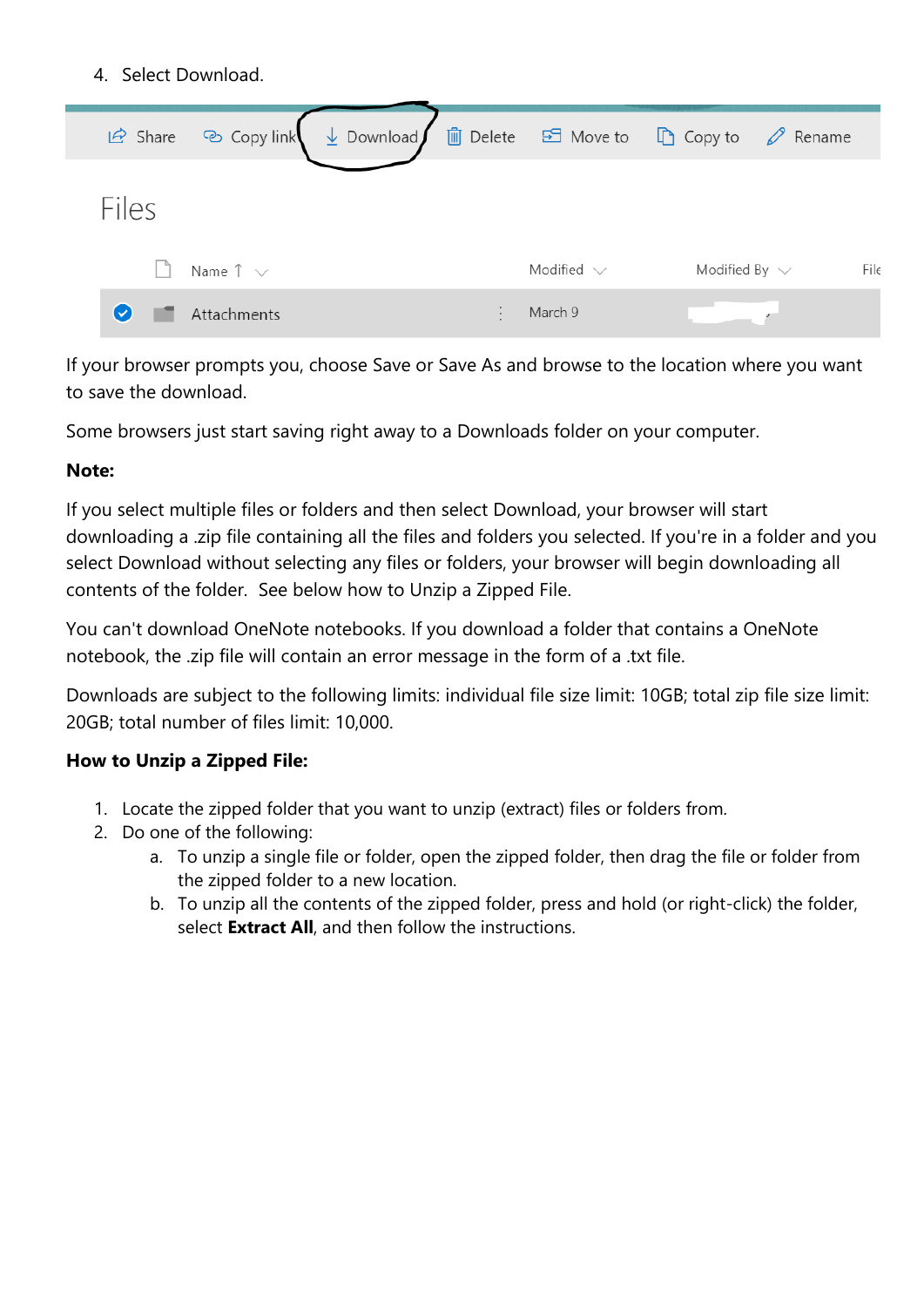4. Select Download.

If your browser prompts you, choose Save or Save As and browse to the location where you want to save the download.

Some browsers just start saving right away to a Downloads folder on your computer.

**Note:**

If you select multiple files or folders and then select Download, your browser will start downloading a .zip file containing all the files and folders you selected. If you're in a folder and you select Download without selecting any files or folders, your browser will begin downloading all contents of the folder. See below how to Unzip a Zipped File.

You can't download OneNote notebooks. If you download a folder that contains a OneNote notebook, the .zip file will contain an error message in the form of a .txt file.

Downloads are subject to the following limits: individual file size limit: 10GB; total zip file size limit: 20GB; total number of files limit: 10,000.

**How to Unzip a Zipped File:**

1. Locate the zipped folder that you want to unzip (extract) files or folders from.
2. Do one of the following:
   a. To unzip a single file or folder, open the zipped folder, then drag the file or folder from the zipped folder to a new location.
   b. To unzip all the contents of the zipped folder, press and hold (or right-click) the folder, select **Extract All**, and then follow the instructions.